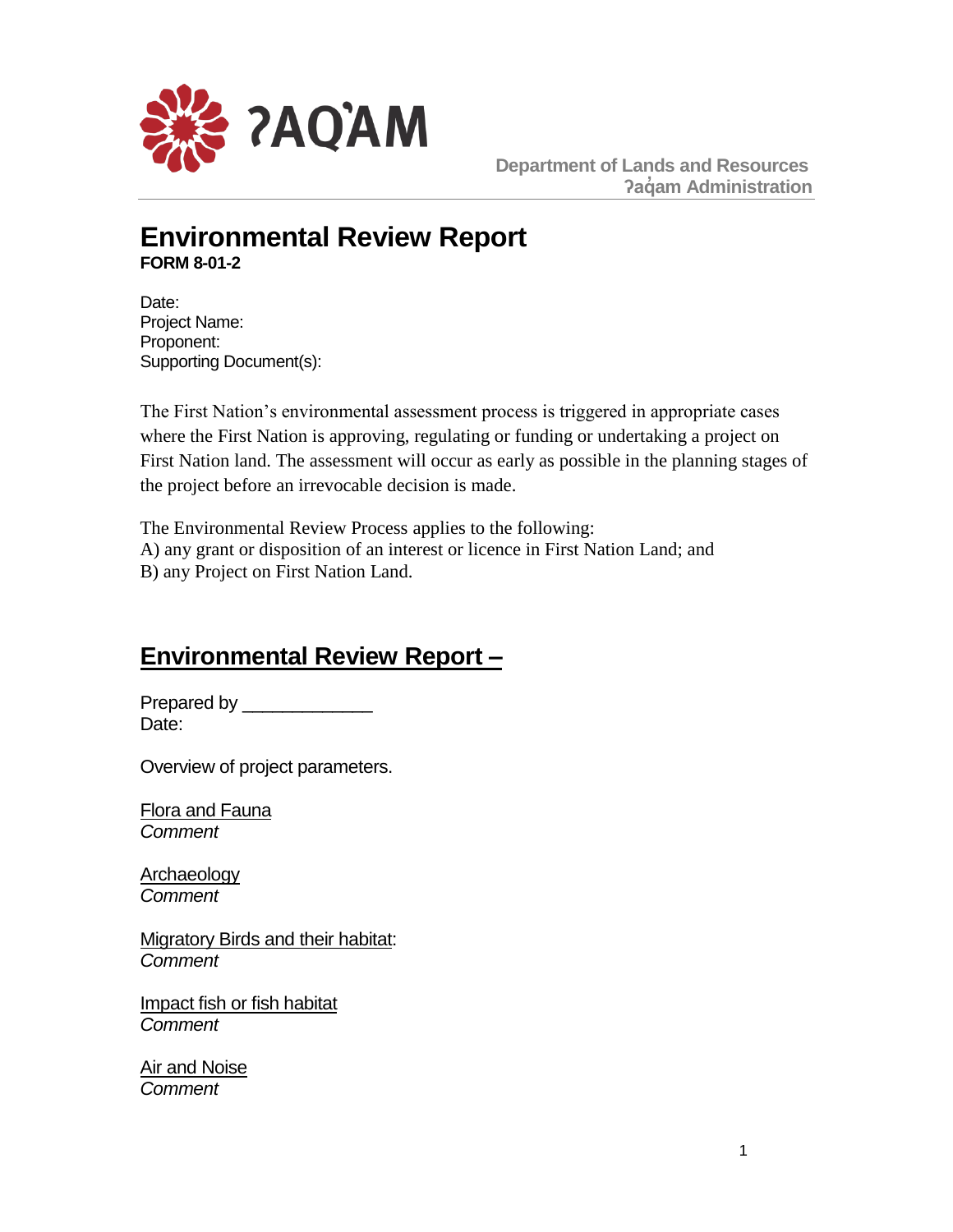ʔAQ̓AM

**Department of Lands and Resources**
**ʔaq̓am Administration**

# Environmental Review Report

**FORM 8-01-2**

Date:
Project Name:
Proponent:
Supporting Document(s):

The First Nation's environmental assessment process is triggered in appropriate cases where the First Nation is approving, regulating or funding or undertaking a project on First Nation land. The assessment will occur as early as possible in the planning stages of the project before an irrevocable decision is made.

The Environmental Review Process applies to the following:
A) any grant or disposition of an interest or licence in First Nation Land; and
B) any Project on First Nation Land.

## Environmental Review Report –

Prepared by _____________
Date:

Overview of project parameters.

Flora and Fauna
*Comment*

Archaeology
*Comment*

Migratory Birds and their habitat:
*Comment*

Impact fish or fish habitat
*Comment*

Air and Noise
*Comment*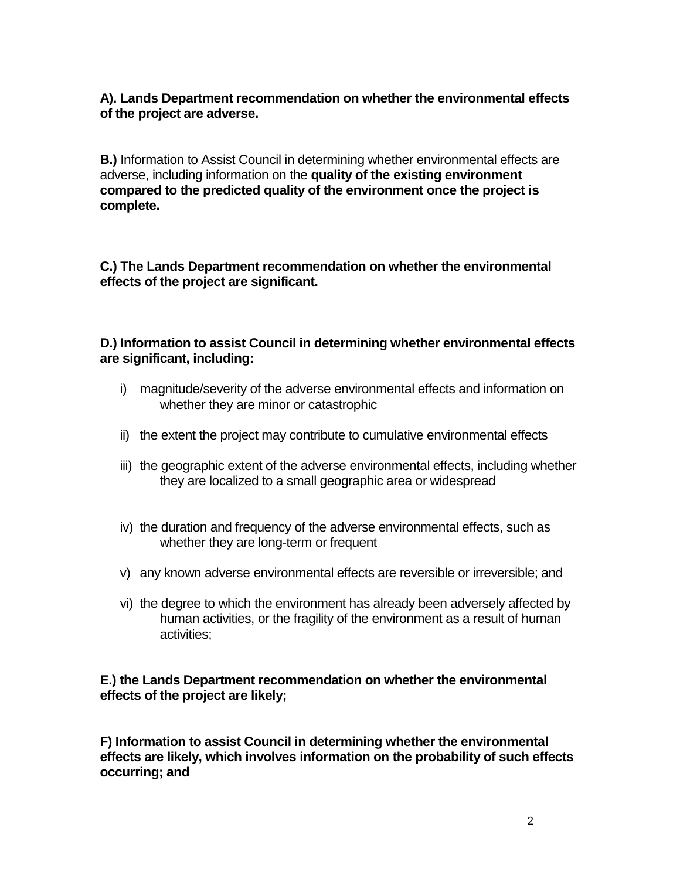**A). Lands Department recommendation on whether the environmental effects of the project are adverse.**

**B.)** Information to Assist Council in determining whether environmental effects are adverse, including information on the **quality of the existing environment compared to the predicted quality of the environment once the project is complete.**

**C.) The Lands Department recommendation on whether the environmental effects of the project are significant.**

**D.) Information to assist Council in determining whether environmental effects are significant, including:**

i) magnitude/severity of the adverse environmental effects and information on whether they are minor or catastrophic

ii) the extent the project may contribute to cumulative environmental effects

iii) the geographic extent of the adverse environmental effects, including whether they are localized to a small geographic area or widespread

iv) the duration and frequency of the adverse environmental effects, such as whether they are long-term or frequent

v) any known adverse environmental effects are reversible or irreversible; and

vi) the degree to which the environment has already been adversely affected by human activities, or the fragility of the environment as a result of human activities;

**E.) the Lands Department recommendation on whether the environmental effects of the project are likely;**

**F) Information to assist Council in determining whether the environmental effects are likely, which involves information on the probability of such effects occurring; and**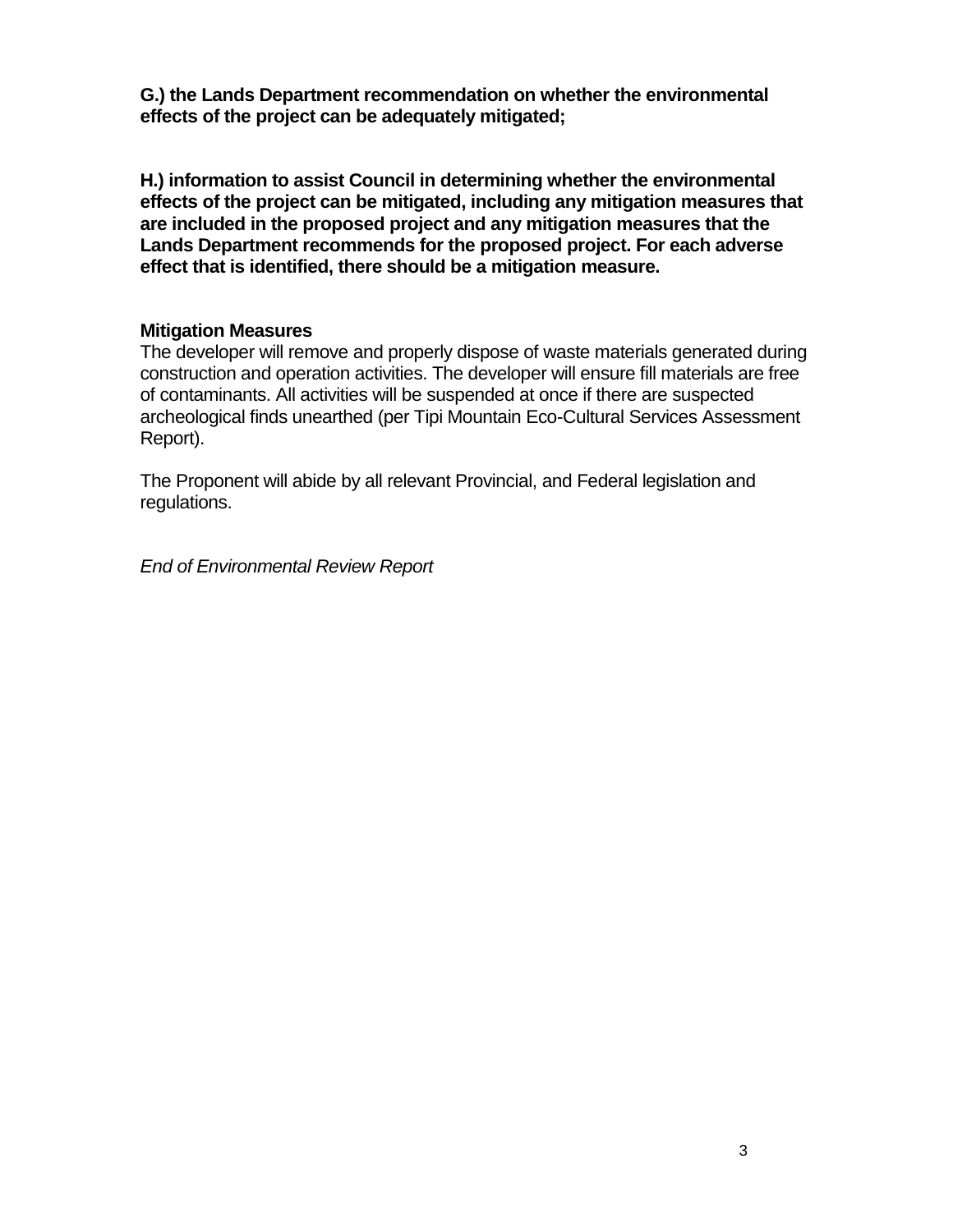**G.) the Lands Department recommendation on whether the environmental effects of the project can be adequately mitigated;**

**H.) information to assist Council in determining whether the environmental effects of the project can be mitigated, including any mitigation measures that are included in the proposed project and any mitigation measures that the Lands Department recommends for the proposed project. For each adverse effect that is identified, there should be a mitigation measure.**

**Mitigation Measures**

The developer will remove and properly dispose of waste materials generated during construction and operation activities. The developer will ensure fill materials are free of contaminants. All activities will be suspended at once if there are suspected archeological finds unearthed (per Tipi Mountain Eco-Cultural Services Assessment Report).

The Proponent will abide by all relevant Provincial, and Federal legislation and regulations.

*End of Environmental Review Report*